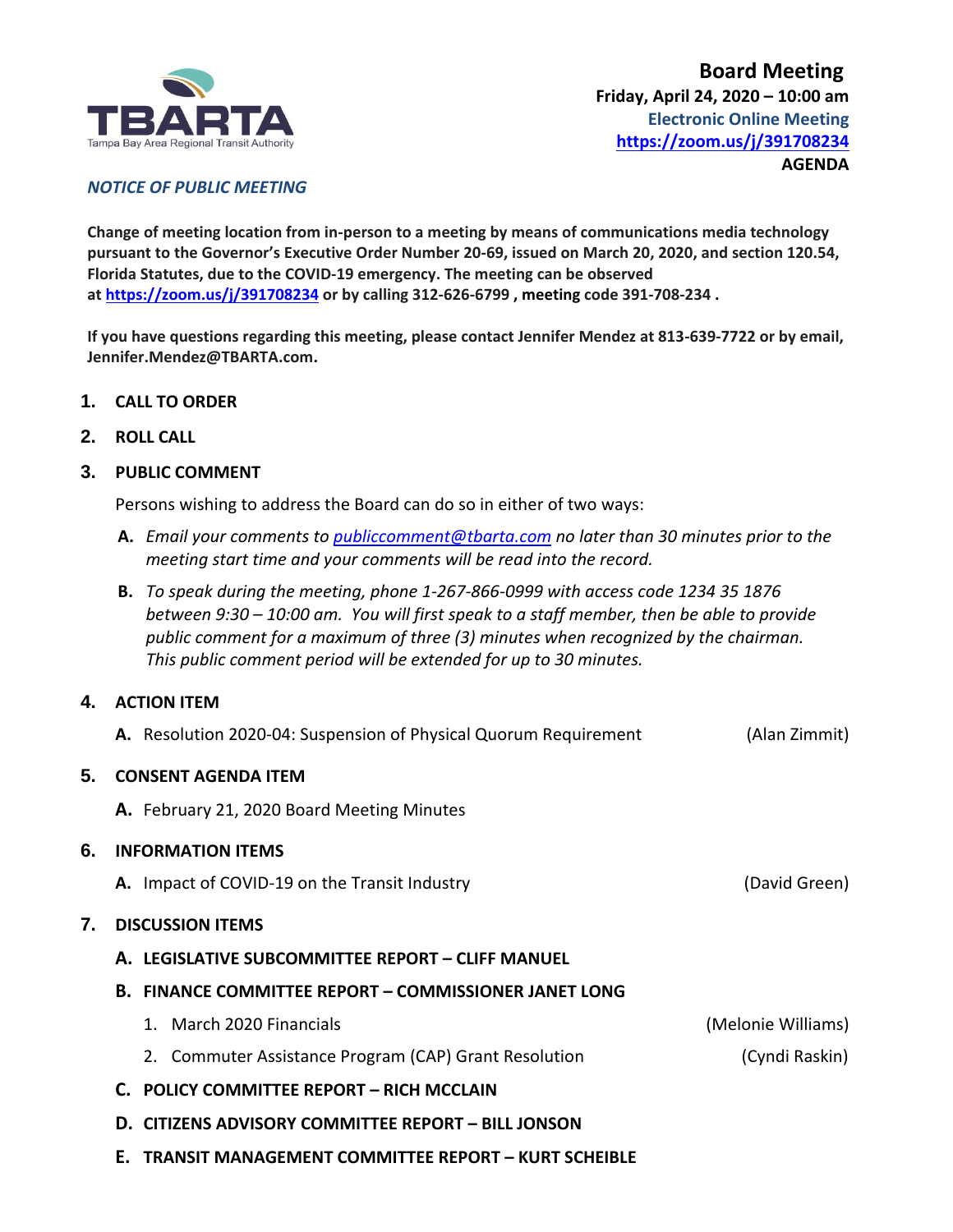TBARTA
Tampa Bay Area Regional Transit Authority

# Board Meeting

**Friday, April 24, 2020 – 10:00 am**
**Electronic Online Meeting**
**https://zoom.us/j/391708234**
**AGENDA**

***NOTICE OF PUBLIC MEETING***

**Change of meeting location from in-person to a meeting by means of communications media technology pursuant to the Governor's Executive Order Number 20-69, issued on March 20, 2020, and section 120.54, Florida Statutes, due to the COVID-19 emergency. The meeting can be observed at https://zoom.us/j/391708234 or by calling 312-626-6799 , meeting code 391-708-234 .**

**If you have questions regarding this meeting, please contact Jennifer Mendez at 813-639-7722 or by email, Jennifer.Mendez@TBARTA.com.**

1. **CALL TO ORDER**
2. **ROLL CALL**
3. **PUBLIC COMMENT**

   Persons wishing to address the Board can do so in either of two ways:

   **A.** *Email your comments to publiccomment@tbarta.com no later than 30 minutes prior to the meeting start time and your comments will be read into the record.*

   **B.** *To speak during the meeting, phone 1-267-866-0999 with access code 1234 35 1876 between 9:30 – 10:00 am. You will first speak to a staff member, then be able to provide public comment for a maximum of three (3) minutes when recognized by the chairman. This public comment period will be extended for up to 30 minutes.*

4. **ACTION ITEM**

   **A.** Resolution 2020-04: Suspension of Physical Quorum Requirement (Alan Zimmit)

5. **CONSENT AGENDA ITEM**

   **A.** February 21, 2020 Board Meeting Minutes

6. **INFORMATION ITEMS**

   **A.** Impact of COVID-19 on the Transit Industry (David Green)

7. **DISCUSSION ITEMS**

   **A. LEGISLATIVE SUBCOMMITTEE REPORT – CLIFF MANUEL**

   **B. FINANCE COMMITTEE REPORT – COMMISSIONER JANET LONG**

      1. March 2020 Financials (Melonie Williams)
      2. Commuter Assistance Program (CAP) Grant Resolution (Cyndi Raskin)

   **C. POLICY COMMITTEE REPORT – RICH MCCLAIN**

   **D. CITIZENS ADVISORY COMMITTEE REPORT – BILL JONSON**

   **E. TRANSIT MANAGEMENT COMMITTEE REPORT – KURT SCHEIBLE**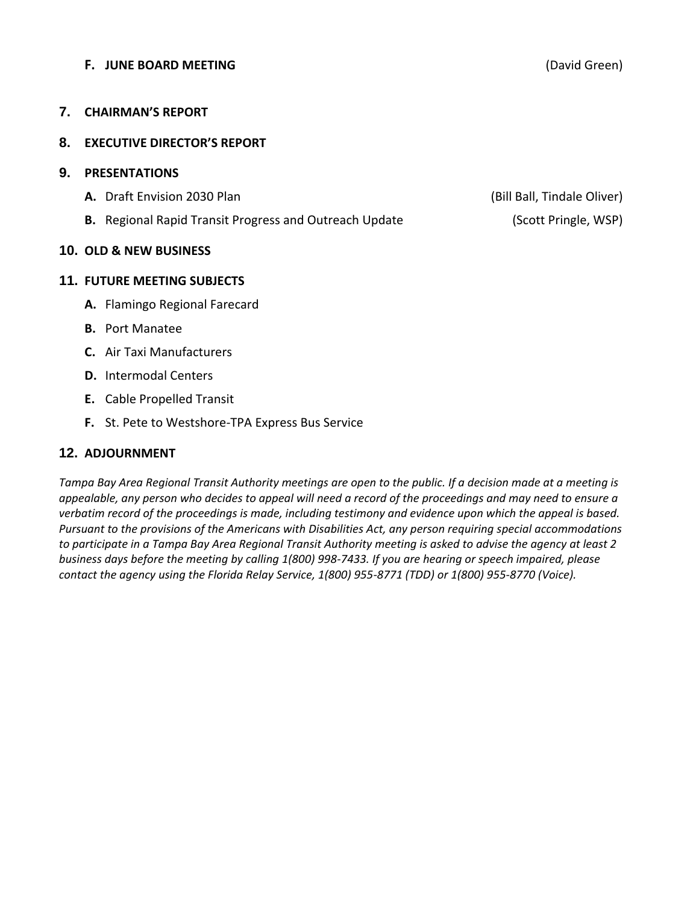**F. JUNE BOARD MEETING** (David Green)

**7. CHAIRMAN'S REPORT**

**8. EXECUTIVE DIRECTOR'S REPORT**

**9. PRESENTATIONS**

- **A.** Draft Envision 2030 Plan (Bill Ball, Tindale Oliver)
- **B.** Regional Rapid Transit Progress and Outreach Update (Scott Pringle, WSP)

**10. OLD & NEW BUSINESS**

**11. FUTURE MEETING SUBJECTS**

- **A.** Flamingo Regional Farecard
- **B.** Port Manatee
- **C.** Air Taxi Manufacturers
- **D.** Intermodal Centers
- **E.** Cable Propelled Transit
- **F.** St. Pete to Westshore-TPA Express Bus Service

**12. ADJOURNMENT**

*Tampa Bay Area Regional Transit Authority meetings are open to the public. If a decision made at a meeting is appealable, any person who decides to appeal will need a record of the proceedings and may need to ensure a verbatim record of the proceedings is made, including testimony and evidence upon which the appeal is based. Pursuant to the provisions of the Americans with Disabilities Act, any person requiring special accommodations to participate in a Tampa Bay Area Regional Transit Authority meeting is asked to advise the agency at least 2 business days before the meeting by calling 1(800) 998-7433. If you are hearing or speech impaired, please contact the agency using the Florida Relay Service, 1(800) 955-8771 (TDD) or 1(800) 955-8770 (Voice).*